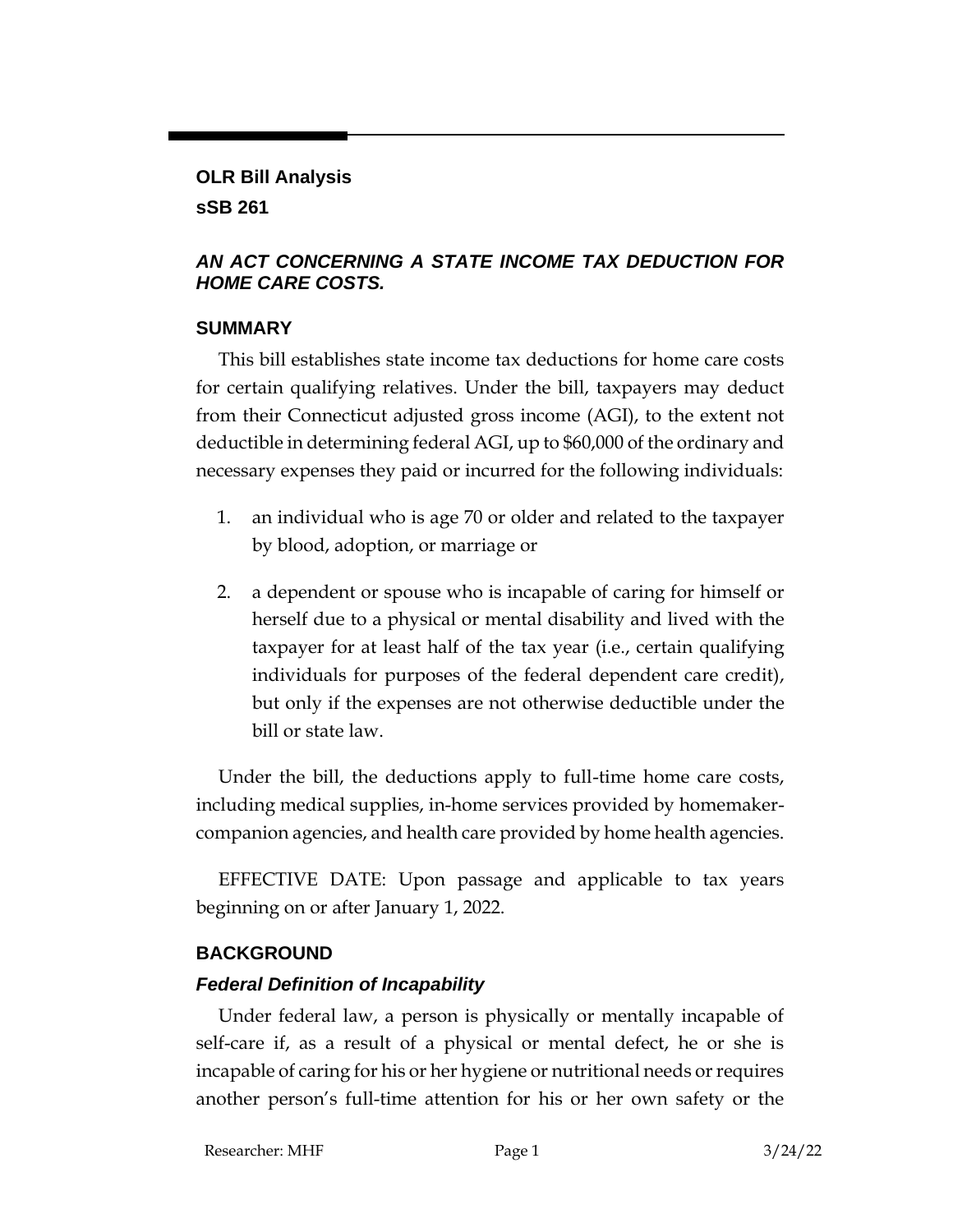**OLR Bill Analysis**

**sSB 261**

## *AN ACT CONCERNING A STATE INCOME TAX DEDUCTION FOR HOME CARE COSTS.*

### SUMMARY

This bill establishes state income tax deductions for home care costs for certain qualifying relatives. Under the bill, taxpayers may deduct from their Connecticut adjusted gross income (AGI), to the extent not deductible in determining federal AGI, up to $60,000 of the ordinary and necessary expenses they paid or incurred for the following individuals:

1. an individual who is age 70 or older and related to the taxpayer by blood, adoption, or marriage or
2. a dependent or spouse who is incapable of caring for himself or herself due to a physical or mental disability and lived with the taxpayer for at least half of the tax year (i.e., certain qualifying individuals for purposes of the federal dependent care credit), but only if the expenses are not otherwise deductible under the bill or state law.

Under the bill, the deductions apply to full-time home care costs, including medical supplies, in-home services provided by homemaker-companion agencies, and health care provided by home health agencies.

EFFECTIVE DATE: Upon passage and applicable to tax years beginning on or after January 1, 2022.

### BACKGROUND

#### *Federal Definition of Incapability*

Under federal law, a person is physically or mentally incapable of self-care if, as a result of a physical or mental defect, he or she is incapable of caring for his or her hygiene or nutritional needs or requires another person's full-time attention for his or her own safety or the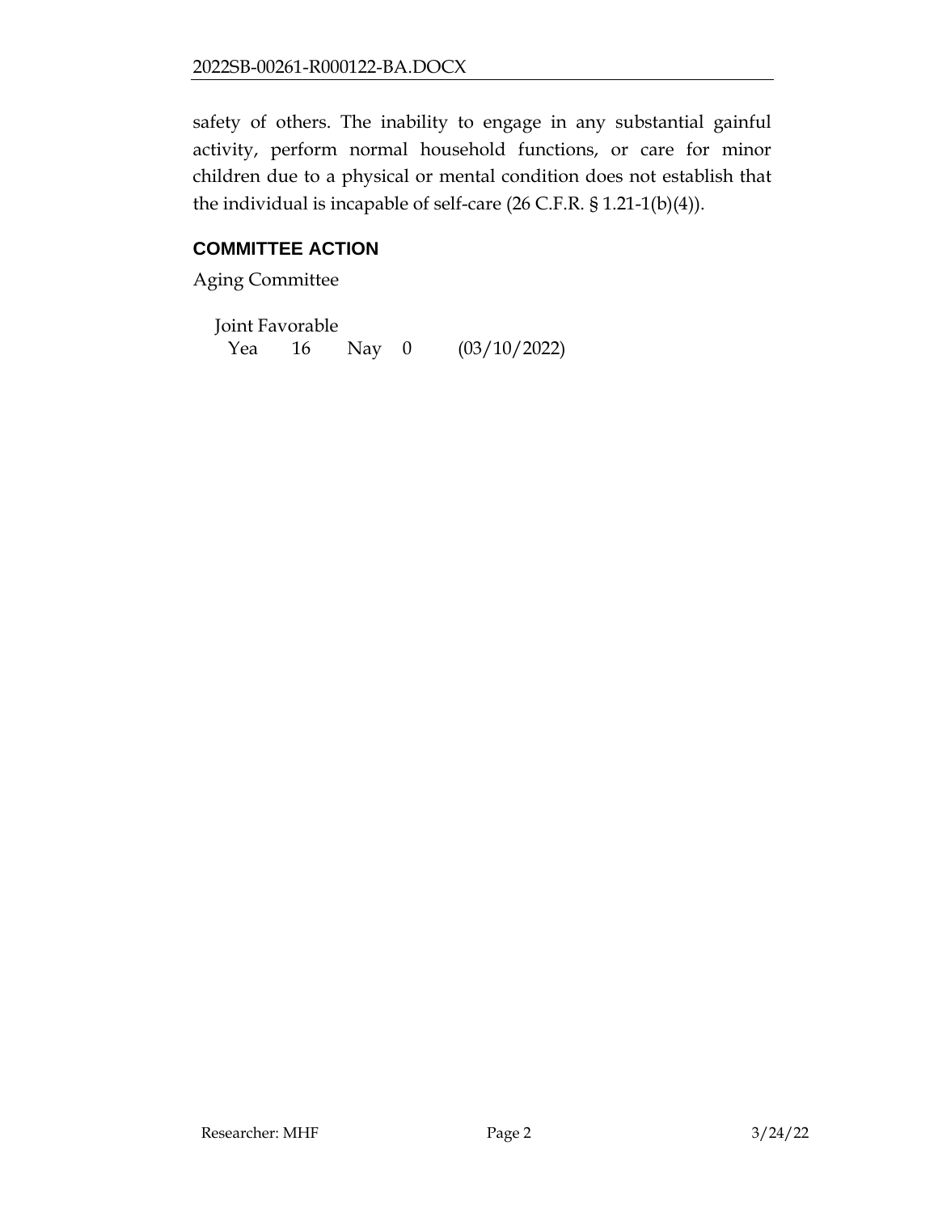safety of others. The inability to engage in any substantial gainful activity, perform normal household functions, or care for minor children due to a physical or mental condition does not establish that the individual is incapable of self-care (26 C.F.R. § 1.21-1(b)(4)).

## COMMITTEE ACTION

Aging Committee

Joint Favorable
Yea 16 Nay 0 (03/10/2022)